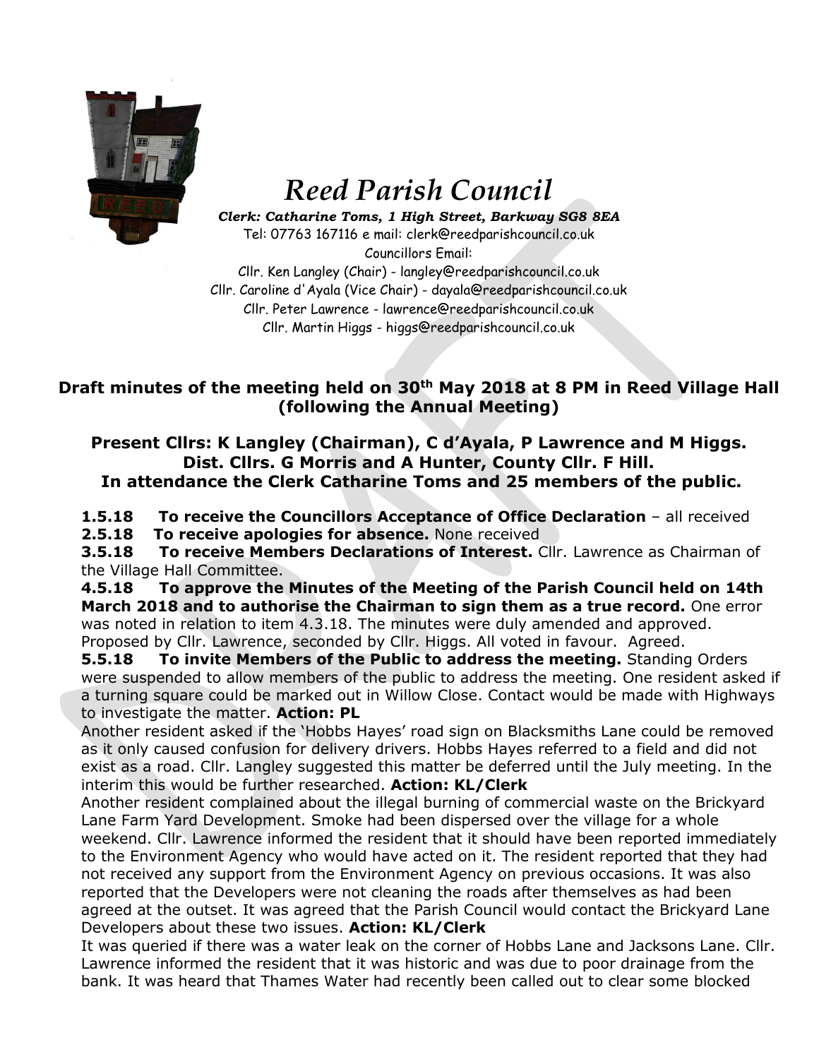# *Reed Parish Council*

***Clerk: Catharine Toms, 1 High Street, Barkway SG8 8EA***
Tel: 07763 167116 e mail: clerk@reedparishcouncil.co.uk
Councillors Email:
Cllr. Ken Langley (Chair) - langley@reedparishcouncil.co.uk
Cllr. Caroline d'Ayala (Vice Chair) - dayala@reedparishcouncil.co.uk
Cllr. Peter Lawrence - lawrence@reedparishcouncil.co.uk
Cllr. Martin Higgs - higgs@reedparishcouncil.co.uk

## Draft minutes of the meeting held on 30th May 2018 at 8 PM in Reed Village Hall (following the Annual Meeting)

**Present Cllrs: K Langley (Chairman), C d'Ayala, P Lawrence and M Higgs.**
**Dist. Cllrs. G Morris and A Hunter, County Cllr. F Hill.**
**In attendance the Clerk Catharine Toms and 25 members of the public.**

**1.5.18 To receive the Councillors Acceptance of Office Declaration** – all received

**2.5.18 To receive apologies for absence.** None received

**3.5.18 To receive Members Declarations of Interest.** Cllr. Lawrence as Chairman of the Village Hall Committee.

**4.5.18 To approve the Minutes of the Meeting of the Parish Council held on 14th March 2018 and to authorise the Chairman to sign them as a true record.** One error was noted in relation to item 4.3.18. The minutes were duly amended and approved. Proposed by Cllr. Lawrence, seconded by Cllr. Higgs. All voted in favour. Agreed.

**5.5.18 To invite Members of the Public to address the meeting.** Standing Orders were suspended to allow members of the public to address the meeting. One resident asked if a turning square could be marked out in Willow Close. Contact would be made with Highways to investigate the matter. **Action: PL**

Another resident asked if the 'Hobbs Hayes' road sign on Blacksmiths Lane could be removed as it only caused confusion for delivery drivers. Hobbs Hayes referred to a field and did not exist as a road. Cllr. Langley suggested this matter be deferred until the July meeting. In the interim this would be further researched. **Action: KL/Clerk**

Another resident complained about the illegal burning of commercial waste on the Brickyard Lane Farm Yard Development. Smoke had been dispersed over the village for a whole weekend. Cllr. Lawrence informed the resident that it should have been reported immediately to the Environment Agency who would have acted on it. The resident reported that they had not received any support from the Environment Agency on previous occasions. It was also reported that the Developers were not cleaning the roads after themselves as had been agreed at the outset. It was agreed that the Parish Council would contact the Brickyard Lane Developers about these two issues. **Action: KL/Clerk**

It was queried if there was a water leak on the corner of Hobbs Lane and Jacksons Lane. Cllr. Lawrence informed the resident that it was historic and was due to poor drainage from the bank. It was heard that Thames Water had recently been called out to clear some blocked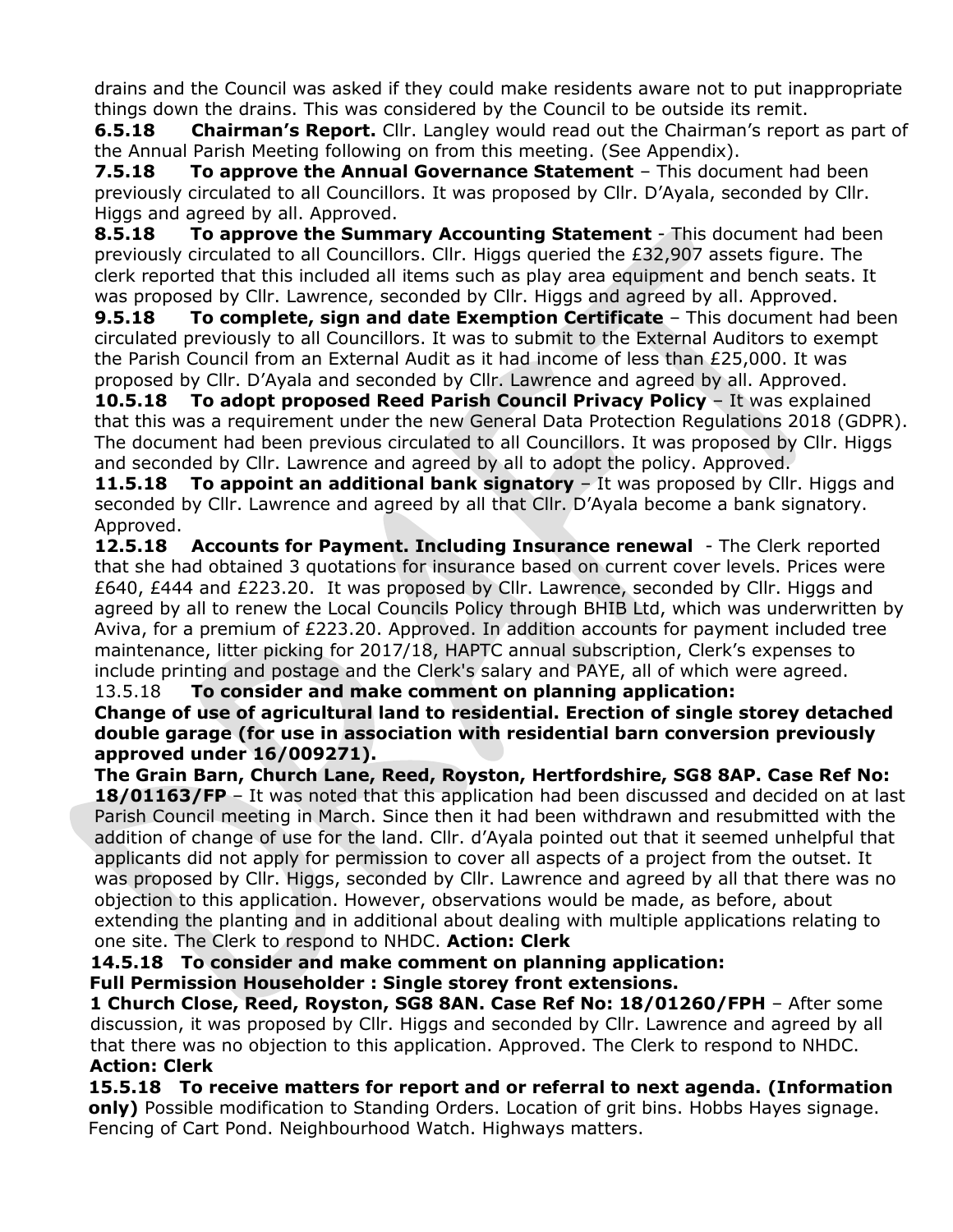drains and the Council was asked if they could make residents aware not to put inappropriate things down the drains. This was considered by the Council to be outside its remit.

**6.5.18 Chairman's Report.** Cllr. Langley would read out the Chairman's report as part of the Annual Parish Meeting following on from this meeting. (See Appendix).

**7.5.18 To approve the Annual Governance Statement** – This document had been previously circulated to all Councillors. It was proposed by Cllr. D'Ayala, seconded by Cllr. Higgs and agreed by all. Approved.

**8.5.18 To approve the Summary Accounting Statement** - This document had been previously circulated to all Councillors. Cllr. Higgs queried the £32,907 assets figure. The clerk reported that this included all items such as play area equipment and bench seats. It was proposed by Cllr. Lawrence, seconded by Cllr. Higgs and agreed by all. Approved.

**9.5.18 To complete, sign and date Exemption Certificate** – This document had been circulated previously to all Councillors. It was to submit to the External Auditors to exempt the Parish Council from an External Audit as it had income of less than £25,000. It was proposed by Cllr. D'Ayala and seconded by Cllr. Lawrence and agreed by all. Approved.

**10.5.18 To adopt proposed Reed Parish Council Privacy Policy** – It was explained that this was a requirement under the new General Data Protection Regulations 2018 (GDPR). The document had been previous circulated to all Councillors. It was proposed by Cllr. Higgs and seconded by Cllr. Lawrence and agreed by all to adopt the policy. Approved.

**11.5.18 To appoint an additional bank signatory** – It was proposed by Cllr. Higgs and seconded by Cllr. Lawrence and agreed by all that Cllr. D'Ayala become a bank signatory. Approved.

**12.5.18 Accounts for Payment. Including Insurance renewal** - The Clerk reported that she had obtained 3 quotations for insurance based on current cover levels. Prices were £640, £444 and £223.20. It was proposed by Cllr. Lawrence, seconded by Cllr. Higgs and agreed by all to renew the Local Councils Policy through BHIB Ltd, which was underwritten by Aviva, for a premium of £223.20. Approved. In addition accounts for payment included tree maintenance, litter picking for 2017/18, HAPTC annual subscription, Clerk's expenses to include printing and postage and the Clerk's salary and PAYE, all of which were agreed.

13.5.18 **To consider and make comment on planning application:**
**Change of use of agricultural land to residential. Erection of single storey detached double garage (for use in association with residential barn conversion previously approved under 16/009271).**
**The Grain Barn, Church Lane, Reed, Royston, Hertfordshire, SG8 8AP. Case Ref No: 18/01163/FP** – It was noted that this application had been discussed and decided on at last Parish Council meeting in March. Since then it had been withdrawn and resubmitted with the addition of change of use for the land. Cllr. d'Ayala pointed out that it seemed unhelpful that applicants did not apply for permission to cover all aspects of a project from the outset. It was proposed by Cllr. Higgs, seconded by Cllr. Lawrence and agreed by all that there was no objection to this application. However, observations would be made, as before, about extending the planting and in additional about dealing with multiple applications relating to one site. The Clerk to respond to NHDC. **Action: Clerk**

**14.5.18 To consider and make comment on planning application:**
**Full Permission Householder : Single storey front extensions.**
**1 Church Close, Reed, Royston, SG8 8AN. Case Ref No: 18/01260/FPH** – After some discussion, it was proposed by Cllr. Higgs and seconded by Cllr. Lawrence and agreed by all that there was no objection to this application. Approved. The Clerk to respond to NHDC.
**Action: Clerk**

**15.5.18 To receive matters for report and or referral to next agenda. (Information only)** Possible modification to Standing Orders. Location of grit bins. Hobbs Hayes signage. Fencing of Cart Pond. Neighbourhood Watch. Highways matters.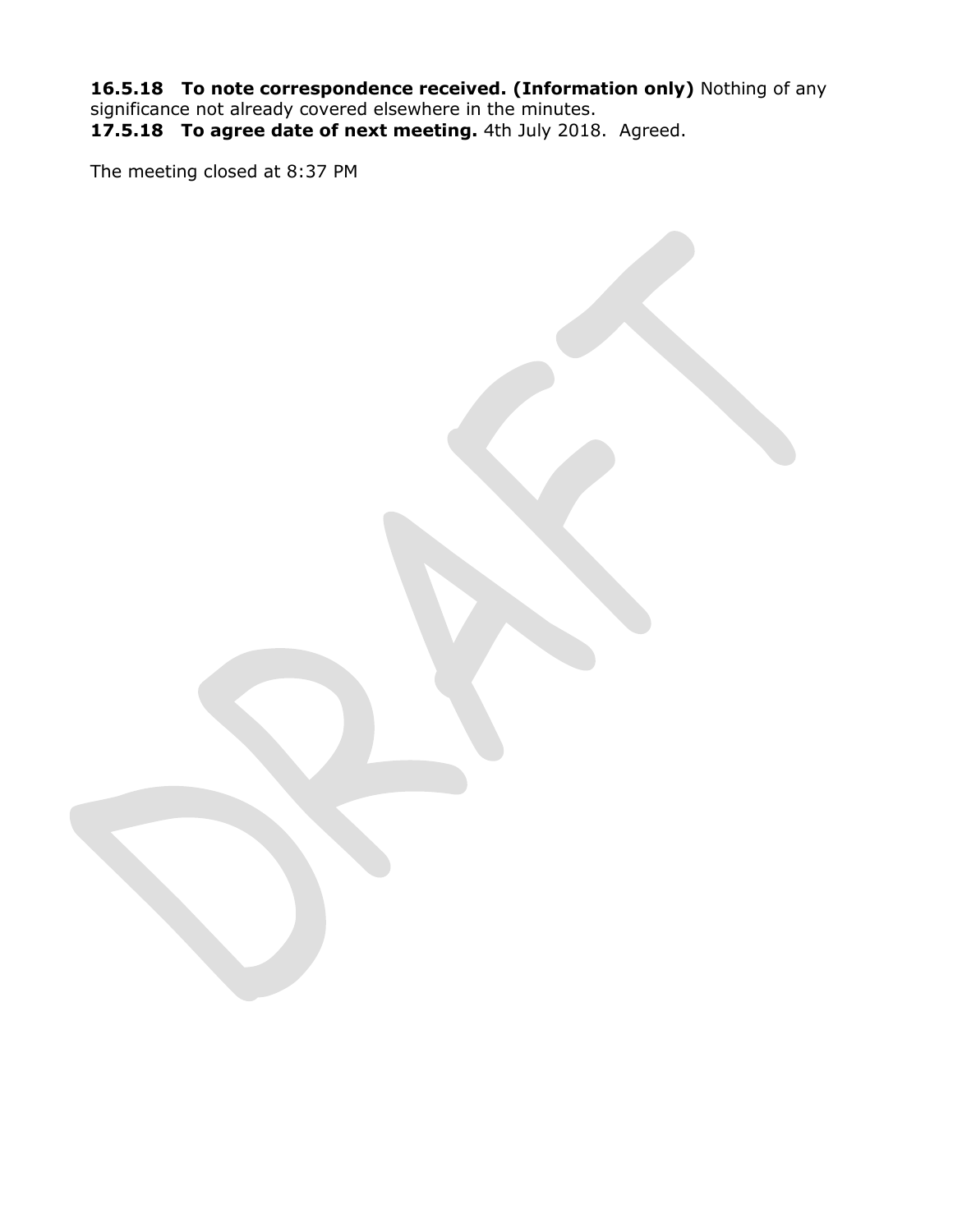**16.5.18 To note correspondence received. (Information only)** Nothing of any significance not already covered elsewhere in the minutes.

**17.5.18 To agree date of next meeting.** 4th July 2018. Agreed.

The meeting closed at 8:37 PM